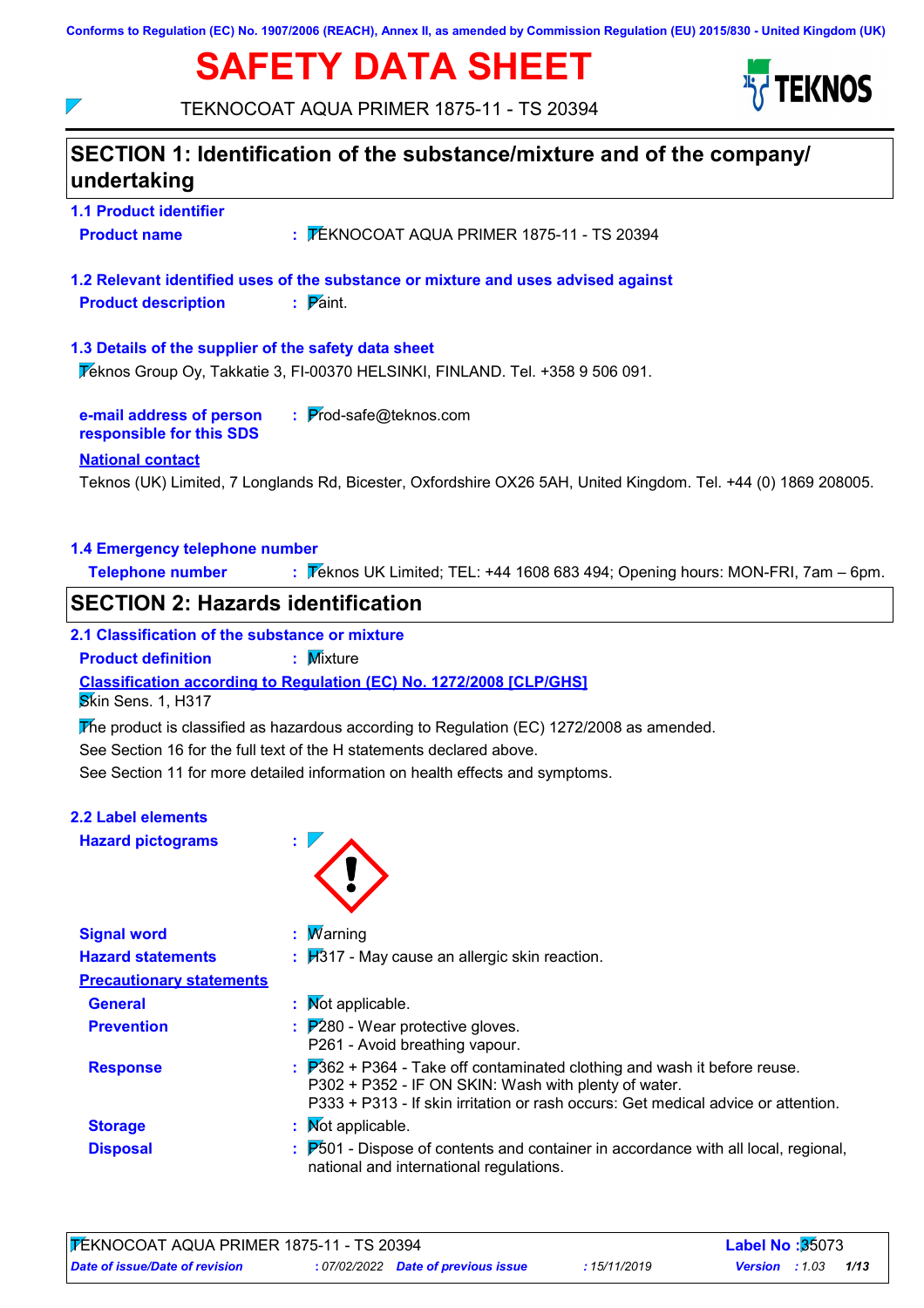Conforms to Regulation (EC) No. 1907/2006 (REACH), Annex II, as amended by Commission Regulation (EU) 2015/830 - United Kingdom (UK)

# SAFETY DATA SHEET

TEKNOCOAT AQUA PRIMER 1875-11 - TS 20394

## SECTION 1: Identification of the substance/mixture and of the company/ undertaking

### 1.1 Product identifier

**Product name** : TEKNOCOAT AQUA PRIMER 1875-11 - TS 20394

### 1.2 Relevant identified uses of the substance or mixture and uses advised against

**Product description** : Paint.

### 1.3 Details of the supplier of the safety data sheet

Teknos Group Oy, Takkatie 3, FI-00370 HELSINKI, FINLAND. Tel. +358 9 506 091.

**e-mail address of person responsible for this SDS** : Prod-safe@teknos.com

**National contact**

Teknos (UK) Limited, 7 Longlands Rd, Bicester, Oxfordshire OX26 5AH, United Kingdom. Tel. +44 (0) 1869 208005.

### 1.4 Emergency telephone number

**Telephone number** : Teknos UK Limited; TEL: +44 1608 683 494; Opening hours: MON-FRI, 7am – 6pm.

## SECTION 2: Hazards identification

### 2.1 Classification of the substance or mixture

**Product definition** : Mixture

**Classification according to Regulation (EC) No. 1272/2008 [CLP/GHS]**

Skin Sens. 1, H317

The product is classified as hazardous according to Regulation (EC) 1272/2008 as amended.

See Section 16 for the full text of the H statements declared above.

See Section 11 for more detailed information on health effects and symptoms.

### 2.2 Label elements

**Hazard pictograms** :

**Signal word** : Warning

**Hazard statements** : H317 - May cause an allergic skin reaction.

**Precautionary statements**

**General** : Not applicable.

**Prevention** : P280 - Wear protective gloves.
P261 - Avoid breathing vapour.

**Response** : P362 + P364 - Take off contaminated clothing and wash it before reuse.
P302 + P352 - IF ON SKIN: Wash with plenty of water.
P333 + P313 - If skin irritation or rash occurs: Get medical advice or attention.

**Storage** : Not applicable.

**Disposal** : P501 - Dispose of contents and container in accordance with all local, regional, national and international regulations.

TEKNOCOAT AQUA PRIMER 1875-11 - TS 20394 | **Label No** : 35073

*Date of issue/Date of revision* : 07/02/2022 *Date of previous issue* : 15/11/2019 *Version* : 1.03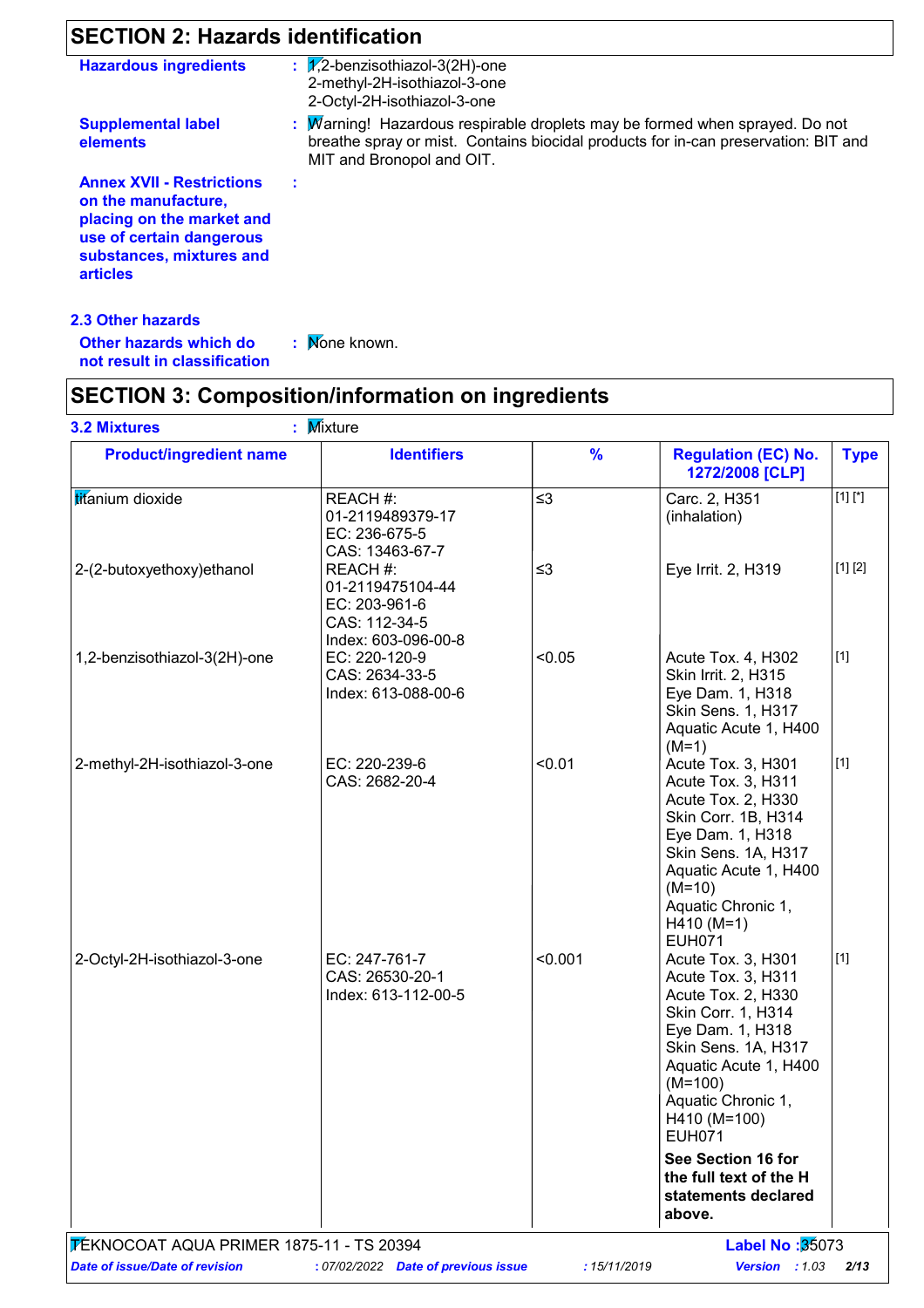## SECTION 2: Hazards identification

**Hazardous ingredients** : 1,2-benzisothiazol-3(2H)-one
2-methyl-2H-isothiazol-3-one
2-Octyl-2H-isothiazol-3-one

**Supplemental label elements** : Warning! Hazardous respirable droplets may be formed when sprayed. Do not breathe spray or mist. Contains biocidal products for in-can preservation: BIT and MIT and Bronopol and OIT.

**Annex XVII - Restrictions on the manufacture, placing on the market and use of certain dangerous substances, mixtures and articles** :

### 2.3 Other hazards

**Other hazards which do not result in classification** : None known.

## SECTION 3: Composition/information on ingredients

**3.2 Mixtures** : Mixture

| Product/ingredient name | Identifiers | % | Regulation (EC) No. 1272/2008 [CLP] | Type |
|---|---|---|---|---|
| titanium dioxide | REACH #: 01-2119489379-17<br>EC: 236-675-5<br>CAS: 13463-67-7 | ≤3 | Carc. 2, H351 (inhalation) | [1] [*] |
| 2-(2-butoxyethoxy)ethanol | REACH #: 01-2119475104-44<br>EC: 203-961-6<br>CAS: 112-34-5<br>Index: 603-096-00-8 | ≤3 | Eye Irrit. 2, H319 | [1] [2] |
| 1,2-benzisothiazol-3(2H)-one | EC: 220-120-9<br>CAS: 2634-33-5<br>Index: 613-088-00-6 | <0.05 | Acute Tox. 4, H302<br>Skin Irrit. 2, H315<br>Eye Dam. 1, H318<br>Skin Sens. 1, H317<br>Aquatic Acute 1, H400 (M=1) | [1] |
| 2-methyl-2H-isothiazol-3-one | EC: 220-239-6<br>CAS: 2682-20-4 | <0.01 | Acute Tox. 3, H301<br>Acute Tox. 3, H311<br>Acute Tox. 2, H330<br>Skin Corr. 1B, H314<br>Eye Dam. 1, H318<br>Skin Sens. 1A, H317<br>Aquatic Acute 1, H400 (M=10)<br>Aquatic Chronic 1, H410 (M=1)<br>EUH071 | [1] |
| 2-Octyl-2H-isothiazol-3-one | EC: 247-761-7<br>CAS: 26530-20-1<br>Index: 613-112-00-5 | <0.001 | Acute Tox. 3, H301<br>Acute Tox. 3, H311<br>Acute Tox. 2, H330<br>Skin Corr. 1, H314<br>Eye Dam. 1, H318<br>Skin Sens. 1A, H317<br>Aquatic Acute 1, H400 (M=100)<br>Aquatic Chronic 1, H410 (M=100)<br>EUH071 | [1] |
| | | | **See Section 16 for the full text of the H statements declared above.** | |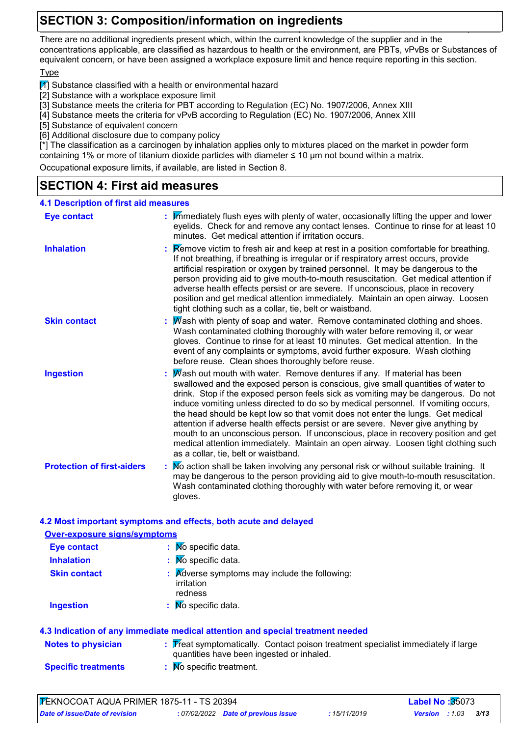## SECTION 3: Composition/information on ingredients

There are no additional ingredients present which, within the current knowledge of the supplier and in the concentrations applicable, are classified as hazardous to health or the environment, are PBTs, vPvBs or Substances of equivalent concern, or have been assigned a workplace exposure limit and hence require reporting in this section.

Type

[1] Substance classified with a health or environmental hazard
[2] Substance with a workplace exposure limit
[3] Substance meets the criteria for PBT according to Regulation (EC) No. 1907/2006, Annex XIII
[4] Substance meets the criteria for vPvB according to Regulation (EC) No. 1907/2006, Annex XIII
[5] Substance of equivalent concern
[6] Additional disclosure due to company policy
[*] The classification as a carcinogen by inhalation applies only to mixtures placed on the market in powder form containing 1% or more of titanium dioxide particles with diameter ≤ 10 μm not bound within a matrix.

Occupational exposure limits, if available, are listed in Section 8.

## SECTION 4: First aid measures

### 4.1 Description of first aid measures

**Eye contact** : Immediately flush eyes with plenty of water, occasionally lifting the upper and lower eyelids. Check for and remove any contact lenses. Continue to rinse for at least 10 minutes. Get medical attention if irritation occurs.

**Inhalation** : Remove victim to fresh air and keep at rest in a position comfortable for breathing. If not breathing, if breathing is irregular or if respiratory arrest occurs, provide artificial respiration or oxygen by trained personnel. It may be dangerous to the person providing aid to give mouth-to-mouth resuscitation. Get medical attention if adverse health effects persist or are severe. If unconscious, place in recovery position and get medical attention immediately. Maintain an open airway. Loosen tight clothing such as a collar, tie, belt or waistband.

**Skin contact** : Wash with plenty of soap and water. Remove contaminated clothing and shoes. Wash contaminated clothing thoroughly with water before removing it, or wear gloves. Continue to rinse for at least 10 minutes. Get medical attention. In the event of any complaints or symptoms, avoid further exposure. Wash clothing before reuse. Clean shoes thoroughly before reuse.

**Ingestion** : Wash out mouth with water. Remove dentures if any. If material has been swallowed and the exposed person is conscious, give small quantities of water to drink. Stop if the exposed person feels sick as vomiting may be dangerous. Do not induce vomiting unless directed to do so by medical personnel. If vomiting occurs, the head should be kept low so that vomit does not enter the lungs. Get medical attention if adverse health effects persist or are severe. Never give anything by mouth to an unconscious person. If unconscious, place in recovery position and get medical attention immediately. Maintain an open airway. Loosen tight clothing such as a collar, tie, belt or waistband.

**Protection of first-aiders** : No action shall be taken involving any personal risk or without suitable training. It may be dangerous to the person providing aid to give mouth-to-mouth resuscitation. Wash contaminated clothing thoroughly with water before removing it, or wear gloves.

### 4.2 Most important symptoms and effects, both acute and delayed

**Over-exposure signs/symptoms**

**Eye contact** : No specific data.

**Inhalation** : No specific data.

**Skin contact** : Adverse symptoms may include the following:
irritation
redness

**Ingestion** : No specific data.

### 4.3 Indication of any immediate medical attention and special treatment needed

**Notes to physician** : Treat symptomatically. Contact poison treatment specialist immediately if large quantities have been ingested or inhaled.

**Specific treatments** : No specific treatment.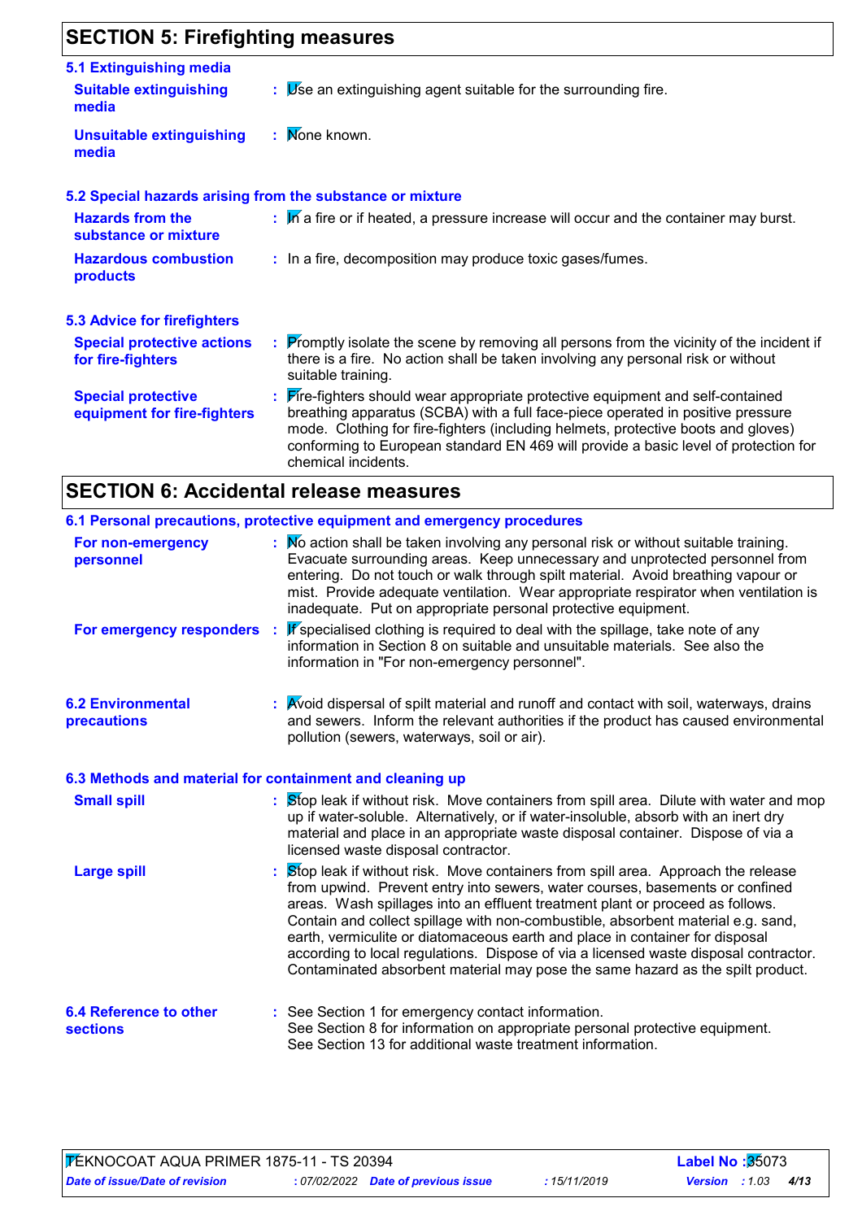## SECTION 5: Firefighting measures

### 5.1 Extinguishing media

| | |
|---|---|
| **Suitable extinguishing media** | Use an extinguishing agent suitable for the surrounding fire. |
| **Unsuitable extinguishing media** | None known. |

### 5.2 Special hazards arising from the substance or mixture

| | |
|---|---|
| **Hazards from the substance or mixture** | In a fire or if heated, a pressure increase will occur and the container may burst. |
| **Hazardous combustion products** | In a fire, decomposition may produce toxic gases/fumes. |

### 5.3 Advice for firefighters

| | |
|---|---|
| **Special protective actions for fire-fighters** | Promptly isolate the scene by removing all persons from the vicinity of the incident if there is a fire. No action shall be taken involving any personal risk or without suitable training. |
| **Special protective equipment for fire-fighters** | Fire-fighters should wear appropriate protective equipment and self-contained breathing apparatus (SCBA) with a full face-piece operated in positive pressure mode. Clothing for fire-fighters (including helmets, protective boots and gloves) conforming to European standard EN 469 will provide a basic level of protection for chemical incidents. |

## SECTION 6: Accidental release measures

### 6.1 Personal precautions, protective equipment and emergency procedures

| | |
|---|---|
| **For non-emergency personnel** | No action shall be taken involving any personal risk or without suitable training. Evacuate surrounding areas. Keep unnecessary and unprotected personnel from entering. Do not touch or walk through spilt material. Avoid breathing vapour or mist. Provide adequate ventilation. Wear appropriate respirator when ventilation is inadequate. Put on appropriate personal protective equipment. |
| **For emergency responders** | If specialised clothing is required to deal with the spillage, take note of any information in Section 8 on suitable and unsuitable materials. See also the information in "For non-emergency personnel". |

| | |
|---|---|
| **6.2 Environmental precautions** | Avoid dispersal of spilt material and runoff and contact with soil, waterways, drains and sewers. Inform the relevant authorities if the product has caused environmental pollution (sewers, waterways, soil or air). |

### 6.3 Methods and material for containment and cleaning up

| | |
|---|---|
| **Small spill** | Stop leak if without risk. Move containers from spill area. Dilute with water and mop up if water-soluble. Alternatively, or if water-insoluble, absorb with an inert dry material and place in an appropriate waste disposal container. Dispose of via a licensed waste disposal contractor. |
| **Large spill** | Stop leak if without risk. Move containers from spill area. Approach the release from upwind. Prevent entry into sewers, water courses, basements or confined areas. Wash spillages into an effluent treatment plant or proceed as follows. Contain and collect spillage with non-combustible, absorbent material e.g. sand, earth, vermiculite or diatomaceous earth and place in container for disposal according to local regulations. Dispose of via a licensed waste disposal contractor. Contaminated absorbent material may pose the same hazard as the spilt product. |

| | |
|---|---|
| **6.4 Reference to other sections** | See Section 1 for emergency contact information.<br>See Section 8 for information on appropriate personal protective equipment.<br>See Section 13 for additional waste treatment information. |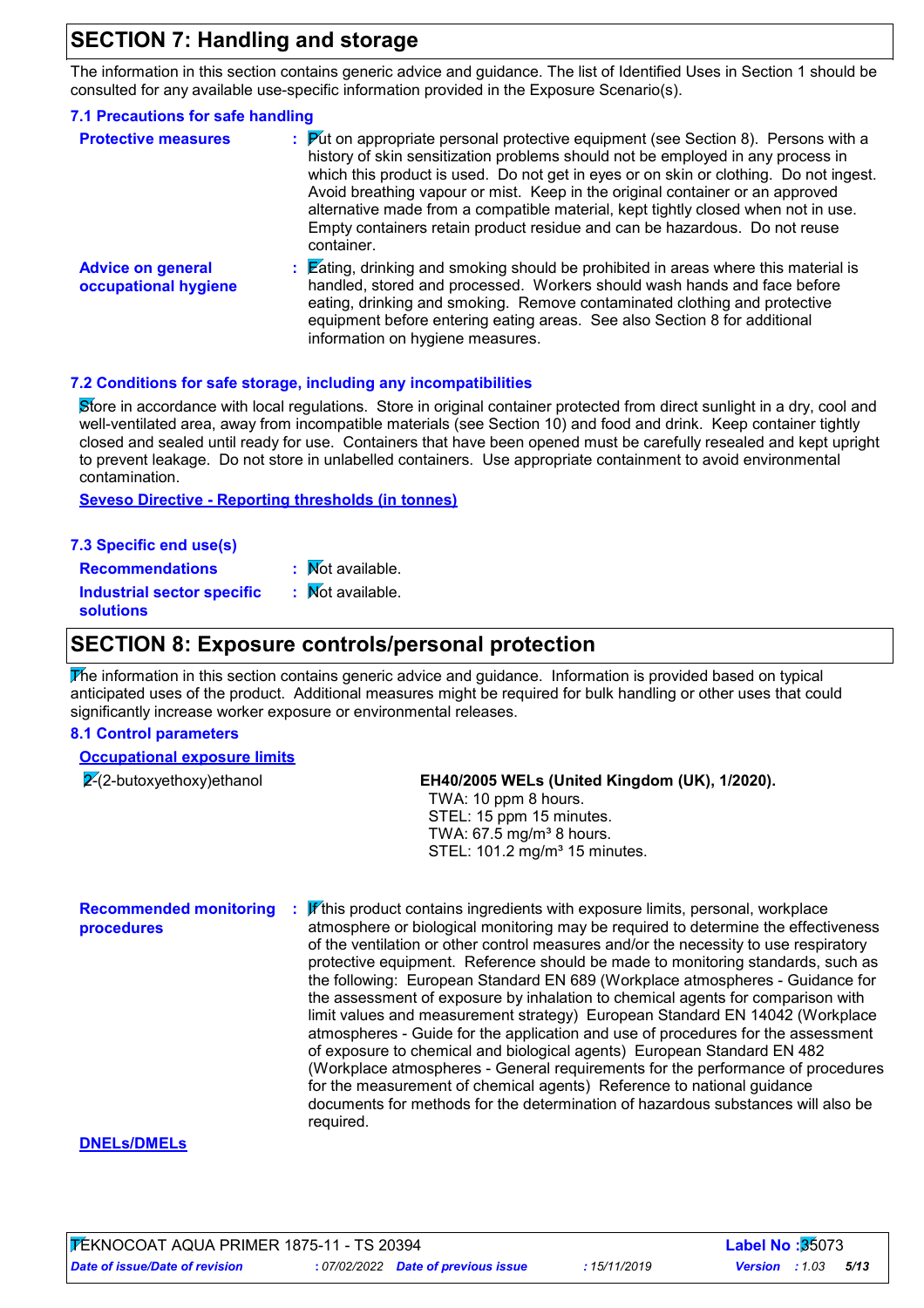## SECTION 7: Handling and storage

The information in this section contains generic advice and guidance. The list of Identified Uses in Section 1 should be consulted for any available use-specific information provided in the Exposure Scenario(s).

### 7.1 Precautions for safe handling

**Protective measures** : Put on appropriate personal protective equipment (see Section 8). Persons with a history of skin sensitization problems should not be employed in any process in which this product is used. Do not get in eyes or on skin or clothing. Do not ingest. Avoid breathing vapour or mist. Keep in the original container or an approved alternative made from a compatible material, kept tightly closed when not in use. Empty containers retain product residue and can be hazardous. Do not reuse container.

**Advice on general occupational hygiene** : Eating, drinking and smoking should be prohibited in areas where this material is handled, stored and processed. Workers should wash hands and face before eating, drinking and smoking. Remove contaminated clothing and protective equipment before entering eating areas. See also Section 8 for additional information on hygiene measures.

### 7.2 Conditions for safe storage, including any incompatibilities

Store in accordance with local regulations. Store in original container protected from direct sunlight in a dry, cool and well-ventilated area, away from incompatible materials (see Section 10) and food and drink. Keep container tightly closed and sealed until ready for use. Containers that have been opened must be carefully resealed and kept upright to prevent leakage. Do not store in unlabelled containers. Use appropriate containment to avoid environmental contamination.

**Seveso Directive - Reporting thresholds (in tonnes)**

### 7.3 Specific end use(s)

**Recommendations** : Not available.

**Industrial sector specific solutions** : Not available.

## SECTION 8: Exposure controls/personal protection

The information in this section contains generic advice and guidance. Information is provided based on typical anticipated uses of the product. Additional measures might be required for bulk handling or other uses that could significantly increase worker exposure or environmental releases.

### 8.1 Control parameters

**Occupational exposure limits**

| Product/ingredient name | Exposure limit values |
|---|---|
| 2-(2-butoxyethoxy)ethanol | **EH40/2005 WELs (United Kingdom (UK), 1/2020).**<br>TWA: 10 ppm 8 hours.<br>STEL: 15 ppm 15 minutes.<br>TWA: 67.5 mg/m³ 8 hours.<br>STEL: 101.2 mg/m³ 15 minutes. |

**Recommended monitoring procedures** : If this product contains ingredients with exposure limits, personal, workplace atmosphere or biological monitoring may be required to determine the effectiveness of the ventilation or other control measures and/or the necessity to use respiratory protective equipment. Reference should be made to monitoring standards, such as the following: European Standard EN 689 (Workplace atmospheres - Guidance for the assessment of exposure by inhalation to chemical agents for comparison with limit values and measurement strategy) European Standard EN 14042 (Workplace atmospheres - Guide for the application and use of procedures for the assessment of exposure to chemical and biological agents) European Standard EN 482 (Workplace atmospheres - General requirements for the performance of procedures for the measurement of chemical agents) Reference to national guidance documents for methods for the determination of hazardous substances will also be required.

**DNELs/DMELs**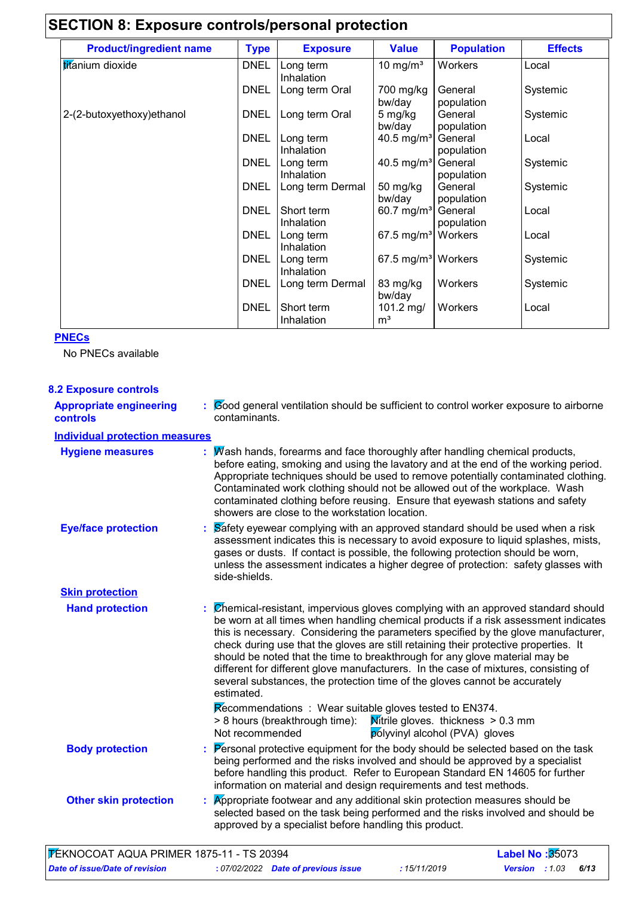## SECTION 8: Exposure controls/personal protection

| Product/ingredient name | Type | Exposure | Value | Population | Effects |
|---|---|---|---|---|---|
| titanium dioxide | DNEL | Long term Inhalation | 10 mg/m³ | Workers | Local |
| | DNEL | Long term Oral | 700 mg/kg bw/day | General population | Systemic |
| 2-(2-butoxyethoxy)ethanol | DNEL | Long term Oral | 5 mg/kg bw/day | General population | Systemic |
| | DNEL | Long term Inhalation | 40.5 mg/m³ | General population | Local |
| | DNEL | Long term Inhalation | 40.5 mg/m³ | General population | Systemic |
| | DNEL | Long term Dermal | 50 mg/kg bw/day | General population | Systemic |
| | DNEL | Short term Inhalation | 60.7 mg/m³ | General population | Local |
| | DNEL | Long term Inhalation | 67.5 mg/m³ | Workers | Local |
| | DNEL | Long term Inhalation | 67.5 mg/m³ | Workers | Systemic |
| | DNEL | Long term Dermal | 83 mg/kg bw/day | Workers | Systemic |
| | DNEL | Short term Inhalation | 101.2 mg/m³ | Workers | Local |

**PNECs**

No PNECs available

### 8.2 Exposure controls

**Appropriate engineering controls** : Good general ventilation should be sufficient to control worker exposure to airborne contaminants.

**Individual protection measures**

**Hygiene measures** : Wash hands, forearms and face thoroughly after handling chemical products, before eating, smoking and using the lavatory and at the end of the working period. Appropriate techniques should be used to remove potentially contaminated clothing. Contaminated work clothing should not be allowed out of the workplace. Wash contaminated clothing before reusing. Ensure that eyewash stations and safety showers are close to the workstation location.

**Eye/face protection** : Safety eyewear complying with an approved standard should be used when a risk assessment indicates this is necessary to avoid exposure to liquid splashes, mists, gases or dusts. If contact is possible, the following protection should be worn, unless the assessment indicates a higher degree of protection: safety glasses with side-shields.

**Skin protection**

**Hand protection** : Chemical-resistant, impervious gloves complying with an approved standard should be worn at all times when handling chemical products if a risk assessment indicates this is necessary. Considering the parameters specified by the glove manufacturer, check during use that the gloves are still retaining their protective properties. It should be noted that the time to breakthrough for any glove material may be different for different glove manufacturers. In the case of mixtures, consisting of several substances, the protection time of the gloves cannot be accurately estimated.

Recommendations : Wear suitable gloves tested to EN374.
> 8 hours (breakthrough time): Nitrile gloves. thickness > 0.3 mm
Not recommended polyvinyl alcohol (PVA) gloves

**Body protection** : Personal protective equipment for the body should be selected based on the task being performed and the risks involved and should be approved by a specialist before handling this product. Refer to European Standard EN 14605 for further information on material and design requirements and test methods.

**Other skin protection** : Appropriate footwear and any additional skin protection measures should be selected based on the task being performed and the risks involved and should be approved by a specialist before handling this product.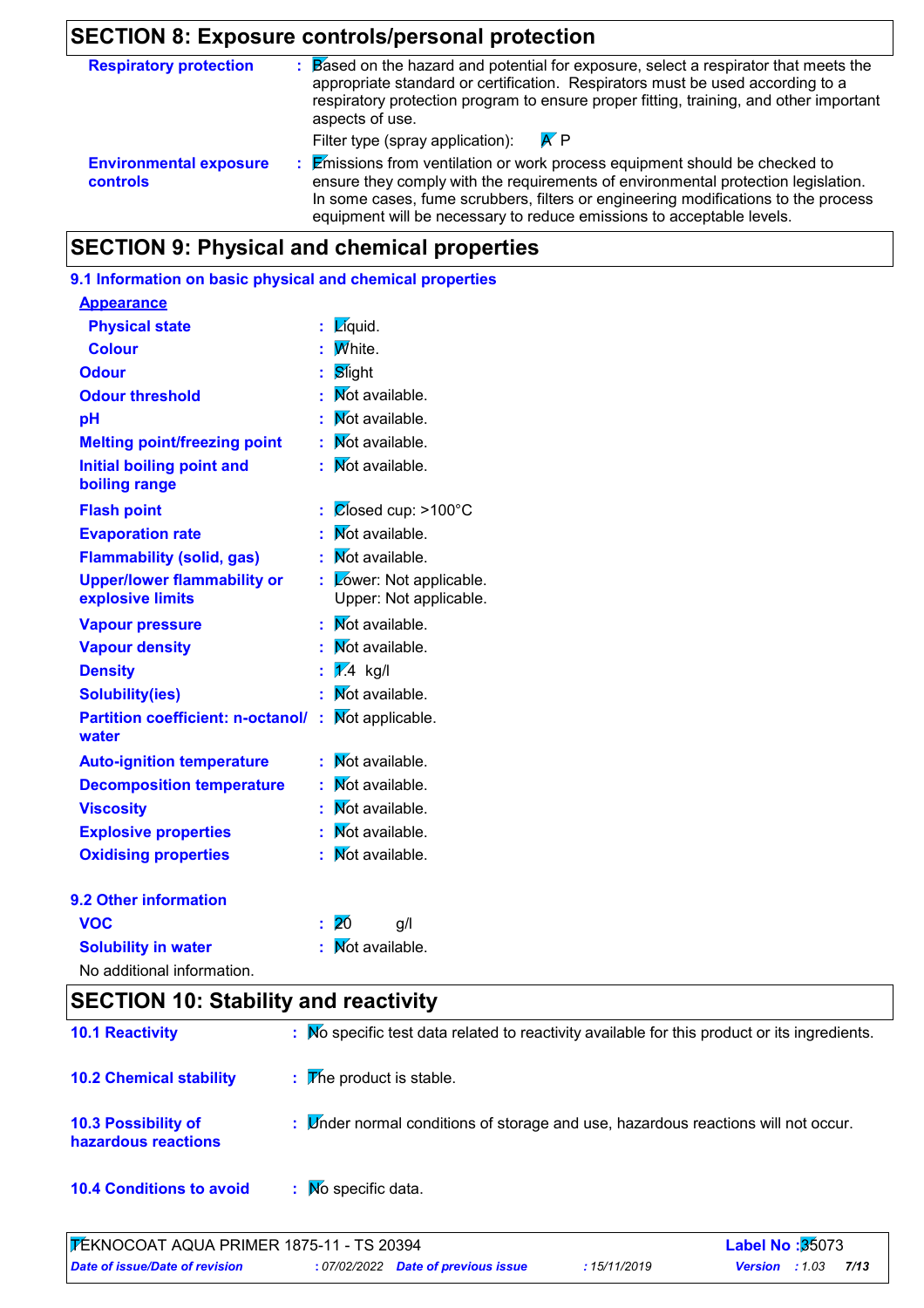## SECTION 8: Exposure controls/personal protection

| | |
|---|---|
| **Respiratory protection** | : Based on the hazard and potential for exposure, select a respirator that meets the appropriate standard or certification. Respirators must be used according to a respiratory protection program to ensure proper fitting, training, and other important aspects of use.<br>Filter type (spray application): A P |
| **Environmental exposure controls** | : Emissions from ventilation or work process equipment should be checked to ensure they comply with the requirements of environmental protection legislation. In some cases, fume scrubbers, filters or engineering modifications to the process equipment will be necessary to reduce emissions to acceptable levels. |

## SECTION 9: Physical and chemical properties

### 9.1 Information on basic physical and chemical properties

**Appearance**

| | |
|---|---|
| **Physical state** | : Liquid. |
| **Colour** | : White. |
| **Odour** | : Slight |
| **Odour threshold** | : Not available. |
| **pH** | : Not available. |
| **Melting point/freezing point** | : Not available. |
| **Initial boiling point and boiling range** | : Not available. |
| **Flash point** | : Closed cup: >100°C |
| **Evaporation rate** | : Not available. |
| **Flammability (solid, gas)** | : Not available. |
| **Upper/lower flammability or explosive limits** | : Lower: Not applicable.<br>Upper: Not applicable. |
| **Vapour pressure** | : Not available. |
| **Vapour density** | : Not available. |
| **Density** | : 1.4 kg/l |
| **Solubility(ies)** | : Not available. |
| **Partition coefficient: n-octanol/ water** | : Not applicable. |
| **Auto-ignition temperature** | : Not available. |
| **Decomposition temperature** | : Not available. |
| **Viscosity** | : Not available. |
| **Explosive properties** | : Not available. |
| **Oxidising properties** | : Not available. |

### 9.2 Other information

| | |
|---|---|
| **VOC** | : 20 g/l |
| **Solubility in water** | : Not available. |

No additional information.

## SECTION 10: Stability and reactivity

| | |
|---|---|
| **10.1 Reactivity** | : No specific test data related to reactivity available for this product or its ingredients. |
| **10.2 Chemical stability** | : The product is stable. |
| **10.3 Possibility of hazardous reactions** | : Under normal conditions of storage and use, hazardous reactions will not occur. |
| **10.4 Conditions to avoid** | : No specific data. |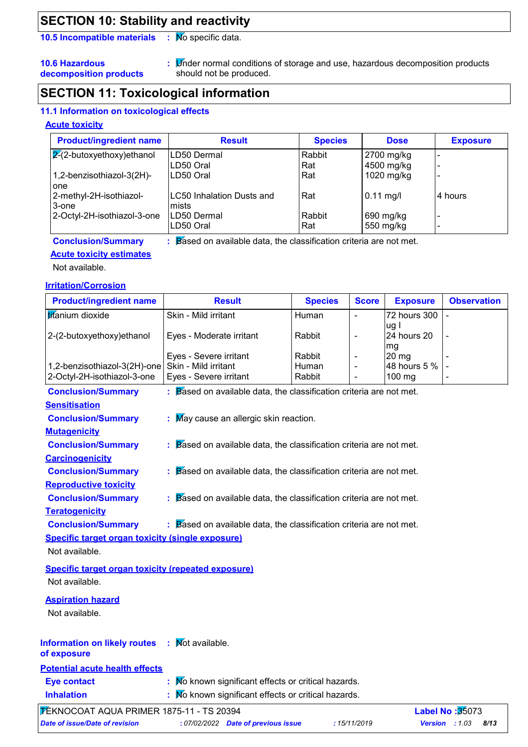## SECTION 10: Stability and reactivity

**10.5 Incompatible materials** : No specific data.

**10.6 Hazardous decomposition products** : Under normal conditions of storage and use, hazardous decomposition products should not be produced.

## SECTION 11: Toxicological information

### 11.1 Information on toxicological effects

**Acute toxicity**

| Product/ingredient name | Result | Species | Dose | Exposure |
|---|---|---|---|---|
| 2-(2-butoxyethoxy)ethanol | LD50 Dermal | Rabbit | 2700 mg/kg | - |
| | LD50 Oral | Rat | 4500 mg/kg | - |
| 1,2-benzisothiazol-3(2H)-one | LD50 Oral | Rat | 1020 mg/kg | - |
| 2-methyl-2H-isothiazol-3-one | LC50 Inhalation Dusts and mists | Rat | 0.11 mg/l | 4 hours |
| 2-Octyl-2H-isothiazol-3-one | LD50 Dermal | Rabbit | 690 mg/kg | - |
| | LD50 Oral | Rat | 550 mg/kg | - |

**Conclusion/Summary** : Based on available data, the classification criteria are not met.

**Acute toxicity estimates**

Not available.

**Irritation/Corrosion**

| Product/ingredient name | Result | Species | Score | Exposure | Observation |
|---|---|---|---|---|---|
| titanium dioxide | Skin - Mild irritant | Human | - | 72 hours 300 ug I | - |
| 2-(2-butoxyethoxy)ethanol | Eyes - Moderate irritant | Rabbit | - | 24 hours 20 mg | - |
| | Eyes - Severe irritant | Rabbit | - | 20 mg | - |
| 1,2-benzisothiazol-3(2H)-one | Skin - Mild irritant | Human | - | 48 hours 5 % | - |
| 2-Octyl-2H-isothiazol-3-one | Eyes - Severe irritant | Rabbit | - | 100 mg | - |

**Conclusion/Summary** : Based on available data, the classification criteria are not met.

**Sensitisation**

**Conclusion/Summary** : May cause an allergic skin reaction.

**Mutagenicity**

**Conclusion/Summary** : Based on available data, the classification criteria are not met.

**Carcinogenicity**

**Conclusion/Summary** : Based on available data, the classification criteria are not met.

**Reproductive toxicity**

**Conclusion/Summary** : Based on available data, the classification criteria are not met.

**Teratogenicity**

**Conclusion/Summary** : Based on available data, the classification criteria are not met.

**Specific target organ toxicity (single exposure)**

Not available.

**Specific target organ toxicity (repeated exposure)**

Not available.

**Aspiration hazard**

Not available.

**Information on likely routes of exposure** : Not available.

**Potential acute health effects**

**Eye contact** : No known significant effects or critical hazards.

**Inhalation** : No known significant effects or critical hazards.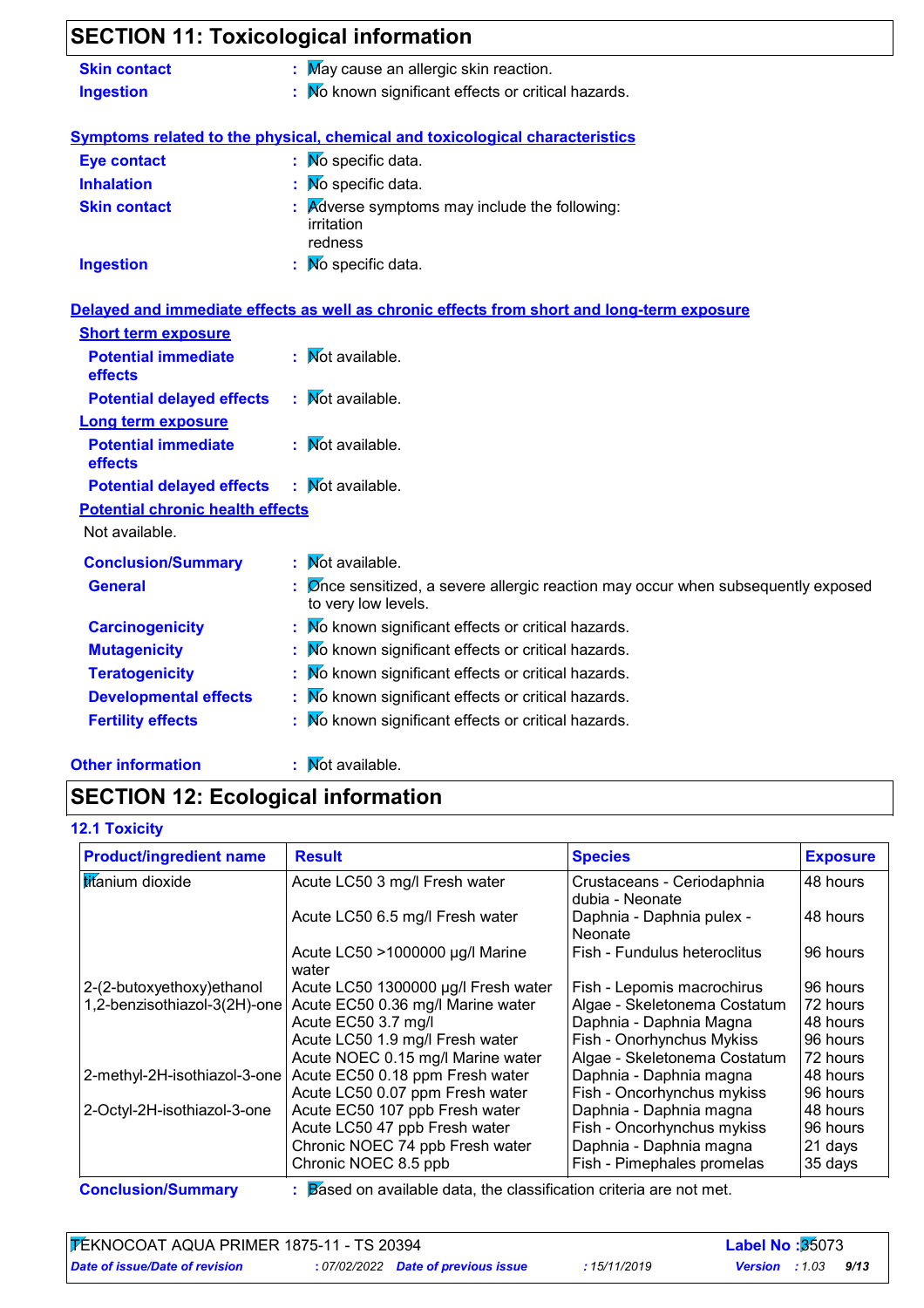## SECTION 11: Toxicological information

**Skin contact** : May cause an allergic skin reaction.

**Ingestion** : No known significant effects or critical hazards.

**Symptoms related to the physical, chemical and toxicological characteristics**

**Eye contact** : No specific data.

**Inhalation** : No specific data.

**Skin contact** : Adverse symptoms may include the following:
irritation
redness

**Ingestion** : No specific data.

**Delayed and immediate effects as well as chronic effects from short and long-term exposure**

**Short term exposure**

**Potential immediate effects** : Not available.

**Potential delayed effects** : Not available.

**Long term exposure**

**Potential immediate effects** : Not available.

**Potential delayed effects** : Not available.

**Potential chronic health effects**

Not available.

**Conclusion/Summary** : Not available.

**General** : Once sensitized, a severe allergic reaction may occur when subsequently exposed to very low levels.

**Carcinogenicity** : No known significant effects or critical hazards.

**Mutagenicity** : No known significant effects or critical hazards.

**Teratogenicity** : No known significant effects or critical hazards.

**Developmental effects** : No known significant effects or critical hazards.

**Fertility effects** : No known significant effects or critical hazards.

**Other information** : Not available.

## SECTION 12: Ecological information

### 12.1 Toxicity

| Product/ingredient name | Result | Species | Exposure |
|---|---|---|---|
| titanium dioxide | Acute LC50 3 mg/l Fresh water | Crustaceans - Ceriodaphnia dubia - Neonate | 48 hours |
| | Acute LC50 6.5 mg/l Fresh water | Daphnia - Daphnia pulex - Neonate | 48 hours |
| | Acute LC50 >1000000 µg/l Marine water | Fish - Fundulus heteroclitus | 96 hours |
| 2-(2-butoxyethoxy)ethanol | Acute LC50 1300000 µg/l Fresh water | Fish - Lepomis macrochirus | 96 hours |
| 1,2-benzisothiazol-3(2H)-one | Acute EC50 0.36 mg/l Marine water | Algae - Skeletonema Costatum | 72 hours |
| | Acute EC50 3.7 mg/l | Daphnia - Daphnia Magna | 48 hours |
| | Acute LC50 1.9 mg/l Fresh water | Fish - Onorhynchus Mykiss | 96 hours |
| | Acute NOEC 0.15 mg/l Marine water | Algae - Skeletonema Costatum | 72 hours |
| 2-methyl-2H-isothiazol-3-one | Acute EC50 0.18 ppm Fresh water | Daphnia - Daphnia magna | 48 hours |
| | Acute LC50 0.07 ppm Fresh water | Fish - Oncorhynchus mykiss | 96 hours |
| 2-Octyl-2H-isothiazol-3-one | Acute EC50 107 ppb Fresh water | Daphnia - Daphnia magna | 48 hours |
| | Acute LC50 47 ppb Fresh water | Fish - Oncorhynchus mykiss | 96 hours |
| | Chronic NOEC 74 ppb Fresh water | Daphnia - Daphnia magna | 21 days |
| | Chronic NOEC 8.5 ppb | Fish - Pimephales promelas | 35 days |

**Conclusion/Summary** : Based on available data, the classification criteria are not met.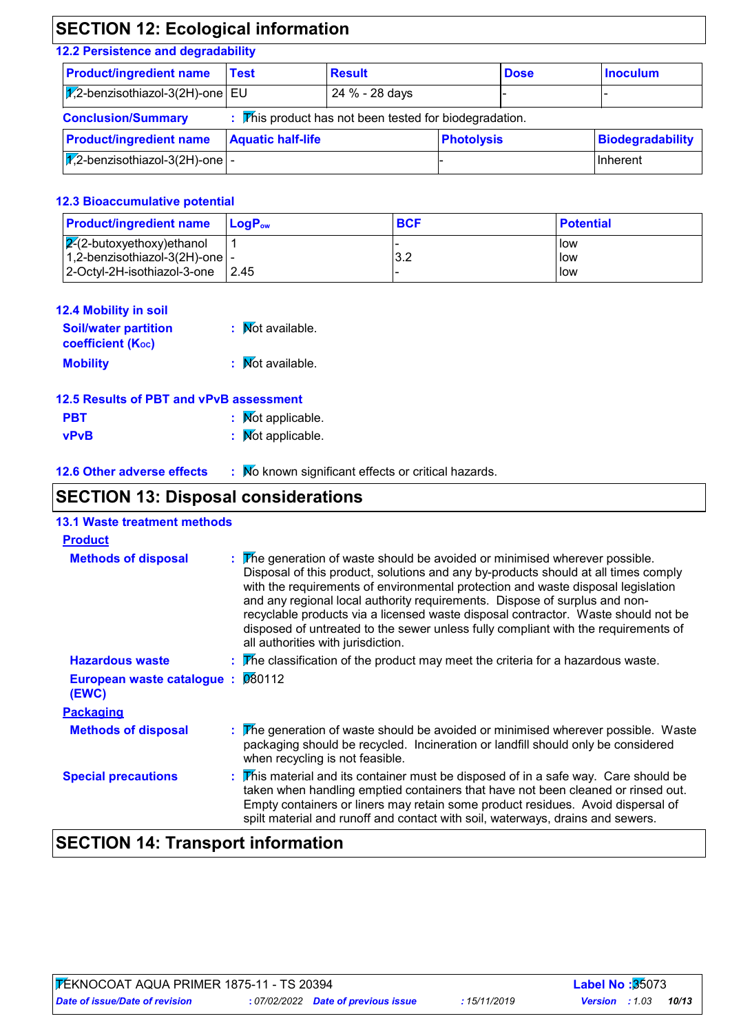## SECTION 12: Ecological information

### 12.2 Persistence and degradability

| Product/ingredient name | Test | Result | Dose | Inoculum |
|---|---|---|---|---|
| 1,2-benzisothiazol-3(2H)-one | EU | 24 % - 28 days | - | - |

**Conclusion/Summary** : This product has not been tested for biodegradation.

| Product/ingredient name | Aquatic half-life | Photolysis | Biodegradability |
|---|---|---|---|
| 1,2-benzisothiazol-3(2H)-one | - | - | Inherent |

### 12.3 Bioaccumulative potential

| Product/ingredient name | $LogP_{ow}$ | BCF | Potential |
|---|---|---|---|
| 2-(2-butoxyethoxy)ethanol | 1 | - | low |
| 1,2-benzisothiazol-3(2H)-one | - | 3.2 | low |
| 2-Octyl-2H-isothiazol-3-one | 2.45 | - | low |

### 12.4 Mobility in soil

**Soil/water partition coefficient ($K_{OC}$)** : Not available.

**Mobility** : Not available.

### 12.5 Results of PBT and vPvB assessment

**PBT** : Not applicable.

**vPvB** : Not applicable.

### 12.6 Other adverse effects

: No known significant effects or critical hazards.

## SECTION 13: Disposal considerations

### 13.1 Waste treatment methods

**Product**

**Methods of disposal** : The generation of waste should be avoided or minimised wherever possible. Disposal of this product, solutions and any by-products should at all times comply with the requirements of environmental protection and waste disposal legislation and any regional local authority requirements. Dispose of surplus and non-recyclable products via a licensed waste disposal contractor. Waste should not be disposed of untreated to the sewer unless fully compliant with the requirements of all authorities with jurisdiction.

**Hazardous waste** : The classification of the product may meet the criteria for a hazardous waste.

**European waste catalogue (EWC)** : 080112

**Packaging**

**Methods of disposal** : The generation of waste should be avoided or minimised wherever possible. Waste packaging should be recycled. Incineration or landfill should only be considered when recycling is not feasible.

**Special precautions** : This material and its container must be disposed of in a safe way. Care should be taken when handling emptied containers that have not been cleaned or rinsed out. Empty containers or liners may retain some product residues. Avoid dispersal of spilt material and runoff and contact with soil, waterways, drains and sewers.

## SECTION 14: Transport information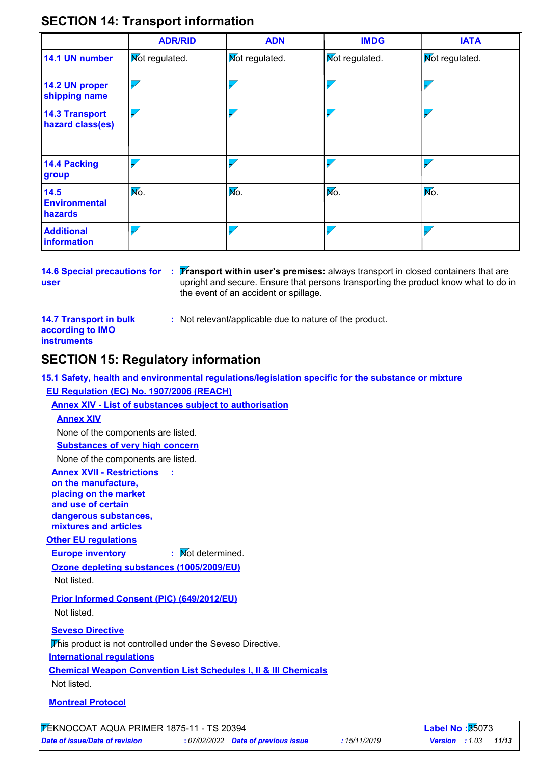## SECTION 14: Transport information

| | ADR/RID | ADN | IMDG | IATA |
|---|---|---|---|---|
| **14.1 UN number** | Not regulated. | Not regulated. | Not regulated. | Not regulated. |
| **14.2 UN proper shipping name** | - | - | - | - |
| **14.3 Transport hazard class(es)** | - | - | - | - |
| **14.4 Packing group** | - | - | - | - |
| **14.5 Environmental hazards** | No. | No. | No. | No. |
| **Additional information** | - | - | - | - |

**14.6 Special precautions for user** : **Transport within user's premises:** always transport in closed containers that are upright and secure. Ensure that persons transporting the product know what to do in the event of an accident or spillage.

**14.7 Transport in bulk according to IMO instruments** : Not relevant/applicable due to nature of the product.

## SECTION 15: Regulatory information

### 15.1 Safety, health and environmental regulations/legislation specific for the substance or mixture

**EU Regulation (EC) No. 1907/2006 (REACH)**

**Annex XIV - List of substances subject to authorisation**

**Annex XIV**

None of the components are listed.

**Substances of very high concern**

None of the components are listed.

**Annex XVII - Restrictions on the manufacture, placing on the market and use of certain dangerous substances, mixtures and articles** :

**Other EU regulations**

**Europe inventory** : Not determined.

**Ozone depleting substances (1005/2009/EU)**

Not listed.

**Prior Informed Consent (PIC) (649/2012/EU)**

Not listed.

**Seveso Directive**

This product is not controlled under the Seveso Directive.

**International regulations**

**Chemical Weapon Convention List Schedules I, II & III Chemicals**

Not listed.

**Montreal Protocol**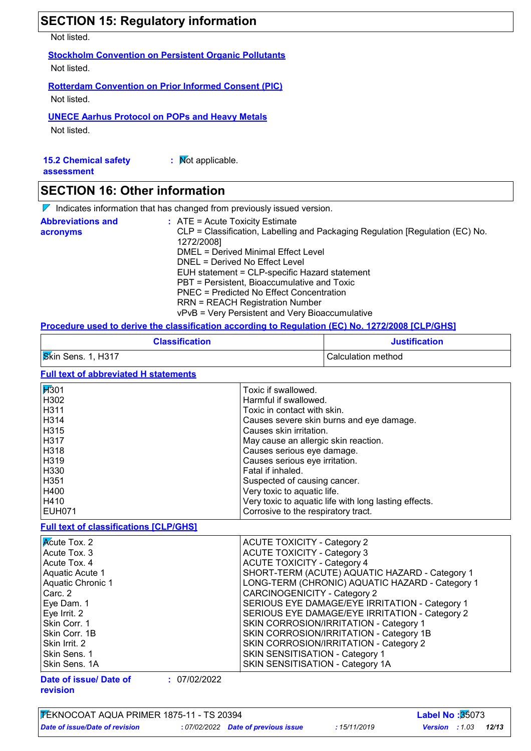## SECTION 15: Regulatory information

Not listed.

**Stockholm Convention on Persistent Organic Pollutants**

Not listed.

**Rotterdam Convention on Prior Informed Consent (PIC)**

Not listed.

**UNECE Aarhus Protocol on POPs and Heavy Metals**

Not listed.

**15.2 Chemical safety assessment** : Not applicable.

## SECTION 16: Other information

Indicates information that has changed from previously issued version.

**Abbreviations and acronyms** :
ATE = Acute Toxicity Estimate
CLP = Classification, Labelling and Packaging Regulation [Regulation (EC) No. 1272/2008]
DMEL = Derived Minimal Effect Level
DNEL = Derived No Effect Level
EUH statement = CLP-specific Hazard statement
PBT = Persistent, Bioaccumulative and Toxic
PNEC = Predicted No Effect Concentration
RRN = REACH Registration Number
vPvB = Very Persistent and Very Bioaccumulative

**Procedure used to derive the classification according to Regulation (EC) No. 1272/2008 [CLP/GHS]**

| Classification | Justification |
|---|---|
| Skin Sens. 1, H317 | Calculation method |

**Full text of abbreviated H statements**

| | |
|---|---|
| H301 | Toxic if swallowed. |
| H302 | Harmful if swallowed. |
| H311 | Toxic in contact with skin. |
| H314 | Causes severe skin burns and eye damage. |
| H315 | Causes skin irritation. |
| H317 | May cause an allergic skin reaction. |
| H318 | Causes serious eye damage. |
| H319 | Causes serious eye irritation. |
| H330 | Fatal if inhaled. |
| H351 | Suspected of causing cancer. |
| H400 | Very toxic to aquatic life. |
| H410 | Very toxic to aquatic life with long lasting effects. |
| EUH071 | Corrosive to the respiratory tract. |

**Full text of classifications [CLP/GHS]**

| | |
|---|---|
| Acute Tox. 2 | ACUTE TOXICITY - Category 2 |
| Acute Tox. 3 | ACUTE TOXICITY - Category 3 |
| Acute Tox. 4 | ACUTE TOXICITY - Category 4 |
| Aquatic Acute 1 | SHORT-TERM (ACUTE) AQUATIC HAZARD - Category 1 |
| Aquatic Chronic 1 | LONG-TERM (CHRONIC) AQUATIC HAZARD - Category 1 |
| Carc. 2 | CARCINOGENICITY - Category 2 |
| Eye Dam. 1 | SERIOUS EYE DAMAGE/EYE IRRITATION - Category 1 |
| Eye Irrit. 2 | SERIOUS EYE DAMAGE/EYE IRRITATION - Category 2 |
| Skin Corr. 1 | SKIN CORROSION/IRRITATION - Category 1 |
| Skin Corr. 1B | SKIN CORROSION/IRRITATION - Category 1B |
| Skin Irrit. 2 | SKIN CORROSION/IRRITATION - Category 2 |
| Skin Sens. 1 | SKIN SENSITISATION - Category 1 |
| Skin Sens. 1A | SKIN SENSITISATION - Category 1A |

**Date of issue/ Date of revision** : 07/02/2022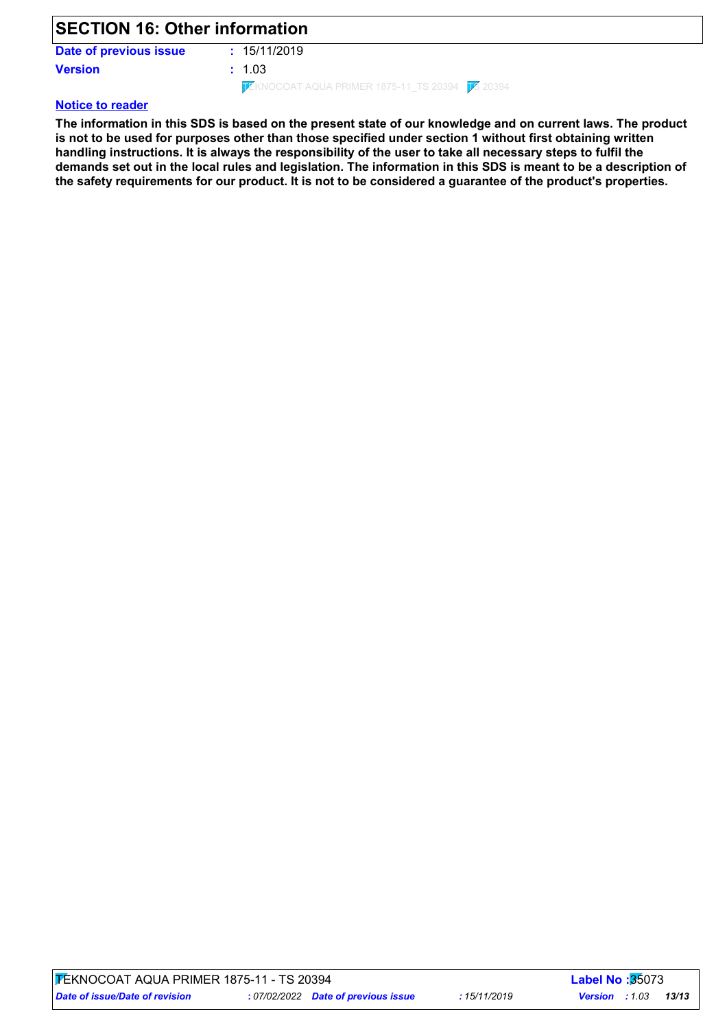## SECTION 16: Other information

**Date of previous issue** : 15/11/2019

**Version** : 1.03

TEKNOCOAT AQUA PRIMER 1875-11_TS 20394 TS 20394

**Notice to reader**

**The information in this SDS is based on the present state of our knowledge and on current laws. The product is not to be used for purposes other than those specified under section 1 without first obtaining written handling instructions. It is always the responsibility of the user to take all necessary steps to fulfil the demands set out in the local rules and legislation. The information in this SDS is meant to be a description of the safety requirements for our product. It is not to be considered a guarantee of the product's properties.**